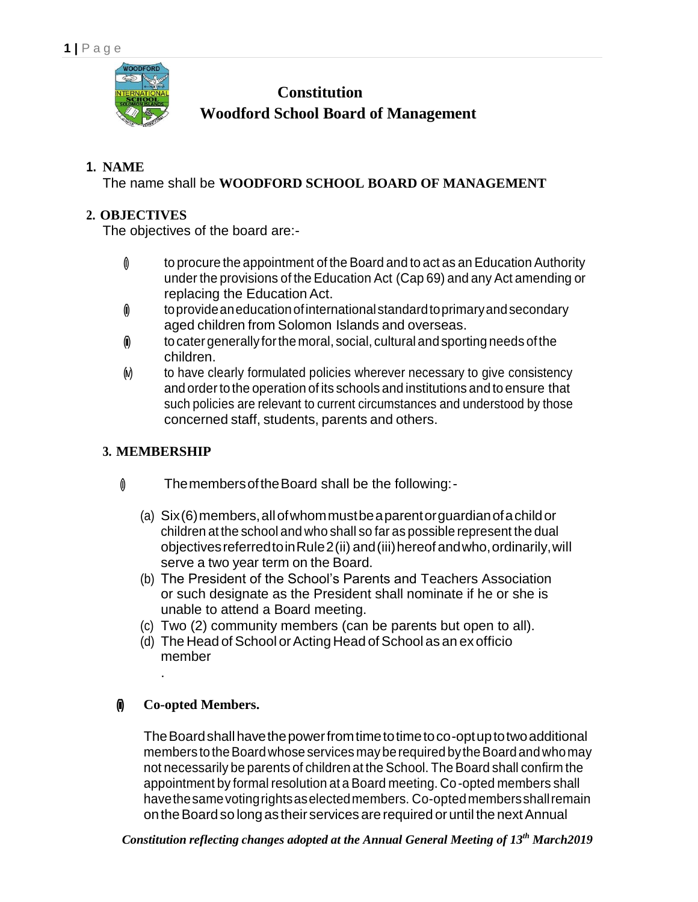# Constitution
# Woodford School Board of Management

## 1. NAME

The name shall be **WOODFORD SCHOOL BOARD OF MANAGEMENT**

## 2. OBJECTIVES

The objectives of the board are:-

(i) to procure the appointment of the Board and to act as an Education Authority under the provisions of the Education Act (Cap 69) and any Act amending or replacing the Education Act.

(ii) to provide an education of international standard to primary and secondary aged children from Solomon Islands and overseas.

(iii) to cater generally for the moral, social, cultural and sporting needs of the children.

(iv) to have clearly formulated policies wherever necessary to give consistency and order to the operation of its schools and institutions and to ensure that such policies are relevant to current circumstances and understood by those concerned staff, students, parents and others.

## 3. MEMBERSHIP

(i) The members of the Board shall be the following:-

(a) Six (6) members, all of whom must be a parent or guardian of a child or children at the school and who shall so far as possible represent the dual objectives referred to in Rule 2 (ii) and (iii) hereof and who, ordinarily, will serve a two year term on the Board.

(b) The President of the School's Parents and Teachers Association or such designate as the President shall nominate if he or she is unable to attend a Board meeting.

(c) Two (2) community members (can be parents but open to all).

(d) The Head of School or Acting Head of School as an ex officio member

.

(ii) **Co-opted Members.**

The Board shall have the power from time to time to co-opt up to two additional members to the Board whose services may be required by the Board and who may not necessarily be parents of children at the School. The Board shall confirm the appointment by formal resolution at a Board meeting. Co-opted members shall have the same voting rights as elected members. Co-opted members shall remain on the Board so long as their services are required or until the next Annual

*Constitution reflecting changes adopted at the Annual General Meeting of 13th March2019*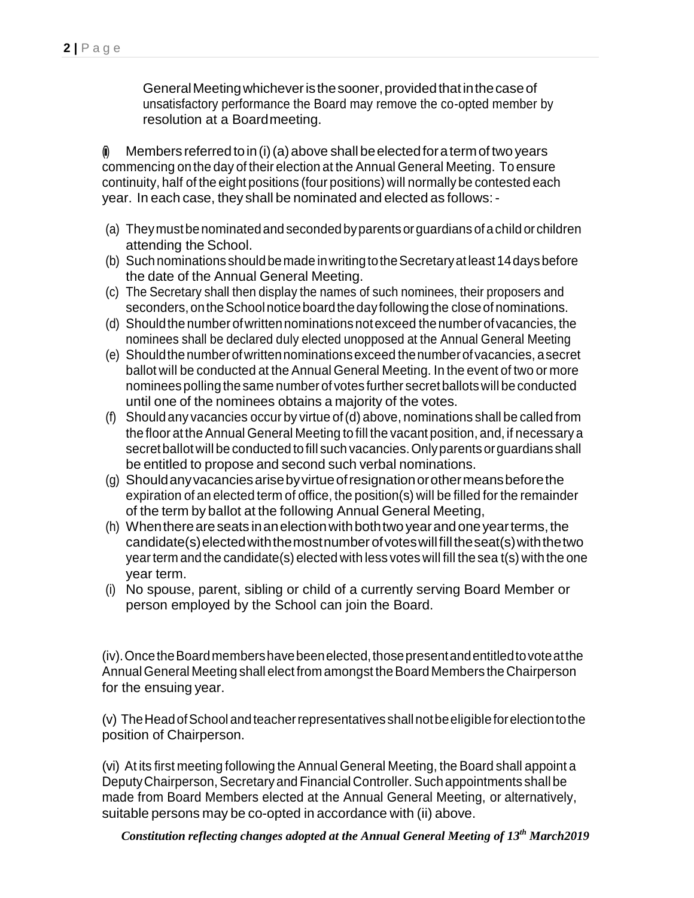General Meeting whichever is the sooner, provided that in the case of unsatisfactory performance the Board may remove the co-opted member by resolution at a Board meeting.

(iii) Members referred to in (i) (a) above shall be elected for a term of two years commencing on the day of their election at the Annual General Meeting. To ensure continuity, half of the eight positions (four positions) will normally be contested each year. In each case, they shall be nominated and elected as follows: -

(a) They must be nominated and seconded by parents or guardians of a child or children attending the School.
(b) Such nominations should be made in writing to the Secretary at least 14 days before the date of the Annual General Meeting.
(c) The Secretary shall then display the names of such nominees, their proposers and seconders, on the School notice board the day following the close of nominations.
(d) Should the number of written nominations not exceed the number of vacancies, the nominees shall be declared duly elected unopposed at the Annual General Meeting
(e) Should the number of written nominations exceed the number of vacancies, a secret ballot will be conducted at the Annual General Meeting. In the event of two or more nominees polling the same number of votes further secret ballots will be conducted until one of the nominees obtains a majority of the votes.
(f) Should any vacancies occur by virtue of (d) above, nominations shall be called from the floor at the Annual General Meeting to fill the vacant position, and, if necessary a secret ballot will be conducted to fill such vacancies. Only parents or guardians shall be entitled to propose and second such verbal nominations.
(g) Should any vacancies arise by virtue of resignation or other means before the expiration of an elected term of office, the position(s) will be filled for the remainder of the term by ballot at the following Annual General Meeting,
(h) When there are seats in an election with both two year and one year terms, the candidate(s) elected with the most number of votes will fill the seat(s) with the two year term and the candidate(s) elected with less votes will fill the sea t(s) with the one year term.
(i) No spouse, parent, sibling or child of a currently serving Board Member or person employed by the School can join the Board.

(iv). Once the Board members have been elected, those present and entitled to vote at the Annual General Meeting shall elect from amongst the Board Members the Chairperson for the ensuing year.

(v) The Head of School and teacher representatives shall not be eligible for election to the position of Chairperson.

(vi) At its first meeting following the Annual General Meeting, the Board shall appoint a Deputy Chairperson, Secretary and Financial Controller. Such appointments shall be made from Board Members elected at the Annual General Meeting, or alternatively, suitable persons may be co-opted in accordance with (ii) above.

***Constitution reflecting changes adopted at the Annual General Meeting of 13th March 2019***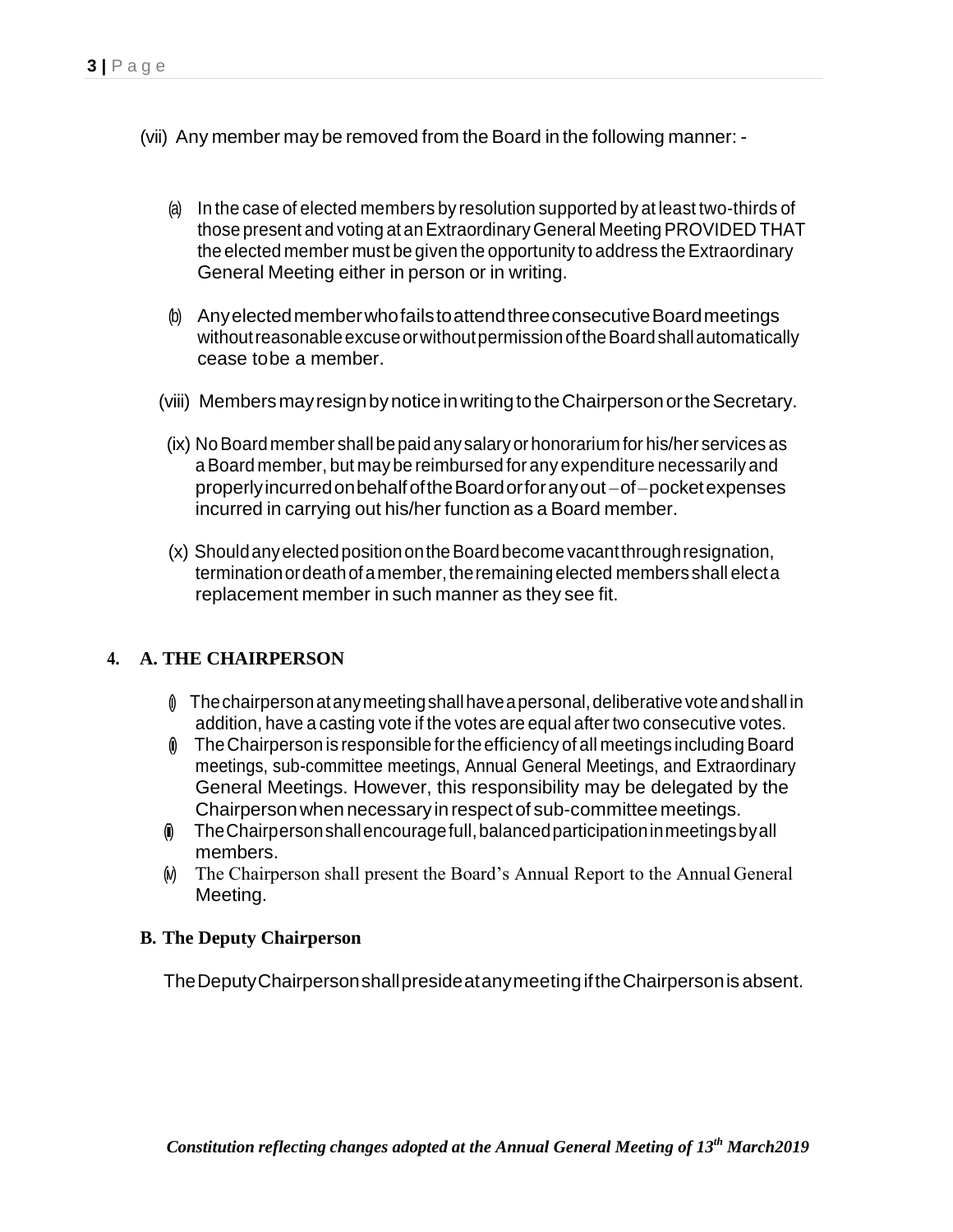(vii) Any member may be removed from the Board in the following manner: -

(a) In the case of elected members by resolution supported by at least two-thirds of those present and voting at an Extraordinary General Meeting PROVIDED THAT the elected member must be given the opportunity to address the Extraordinary General Meeting either in person or in writing.

(b) Any elected member who fails to attend three consecutive Board meetings without reasonable excuse or without permission of the Board shall automatically cease to be a member.

(viii) Members may resign by notice in writing to the Chairperson or the Secretary.

(ix) No Board member shall be paid any salary or honorarium for his/her services as a Board member, but may be reimbursed for any expenditure necessarily and properly incurred on behalf of the Board or for any out – of – pocket expenses incurred in carrying out his/her function as a Board member.

(x) Should any elected position on the Board become vacant through resignation, termination or death of a member, the remaining elected members shall elect a replacement member in such manner as they see fit.

## 4. A. THE CHAIRPERSON

(i) The chairperson at any meeting shall have a personal, deliberative vote and shall in addition, have a casting vote if the votes are equal after two consecutive votes.

(ii) The Chairperson is responsible for the efficiency of all meetings including Board meetings, sub-committee meetings, Annual General Meetings, and Extraordinary General Meetings. However, this responsibility may be delegated by the Chairperson when necessary in respect of sub-committee meetings.

(iii) The Chairperson shall encourage full, balanced participation in meetings by all members.

(iv) The Chairperson shall present the Board's Annual Report to the Annual General Meeting.

### B. The Deputy Chairperson

The Deputy Chairperson shall preside at any meeting if the Chairperson is absent.

*Constitution reflecting changes adopted at the Annual General Meeting of 13th March2019*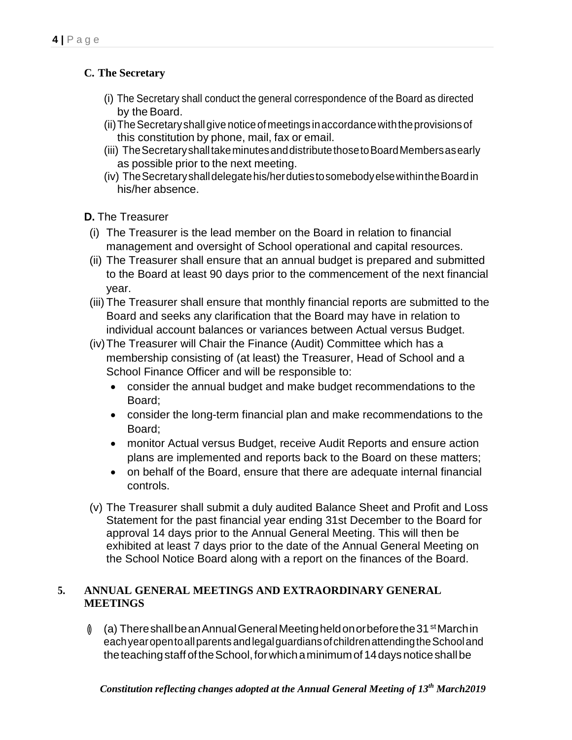**C. The Secretary**

(i) The Secretary shall conduct the general correspondence of the Board as directed by the Board.

(ii) The Secretary shall give notice of meetings in accordance with the provisions of this constitution by phone, mail, fax or email.

(iii) The Secretary shall take minutes and distribute those to Board Members as early as possible prior to the next meeting.

(iv) The Secretary shall delegate his/her duties to somebody else within the Board in his/her absence.

**D.** The Treasurer

(i) The Treasurer is the lead member on the Board in relation to financial management and oversight of School operational and capital resources.

(ii) The Treasurer shall ensure that an annual budget is prepared and submitted to the Board at least 90 days prior to the commencement of the next financial year.

(iii) The Treasurer shall ensure that monthly financial reports are submitted to the Board and seeks any clarification that the Board may have in relation to individual account balances or variances between Actual versus Budget.

(iv) The Treasurer will Chair the Finance (Audit) Committee which has a membership consisting of (at least) the Treasurer, Head of School and a School Finance Officer and will be responsible to:

- consider the annual budget and make budget recommendations to the Board;
- consider the long-term financial plan and make recommendations to the Board;
- monitor Actual versus Budget, receive Audit Reports and ensure action plans are implemented and reports back to the Board on these matters;
- on behalf of the Board, ensure that there are adequate internal financial controls.

(v) The Treasurer shall submit a duly audited Balance Sheet and Profit and Loss Statement for the past financial year ending 31st December to the Board for approval 14 days prior to the Annual General Meeting. This will then be exhibited at least 7 days prior to the date of the Annual General Meeting on the School Notice Board along with a report on the finances of the Board.

**5. ANNUAL GENERAL MEETINGS AND EXTRAORDINARY GENERAL MEETINGS**

(a) There shall be an Annual General Meeting held on or before the 31st March in each year open to all parents and legal guardians of children attending the School and the teaching staff of the School, for which a minimum of 14 days notice shall be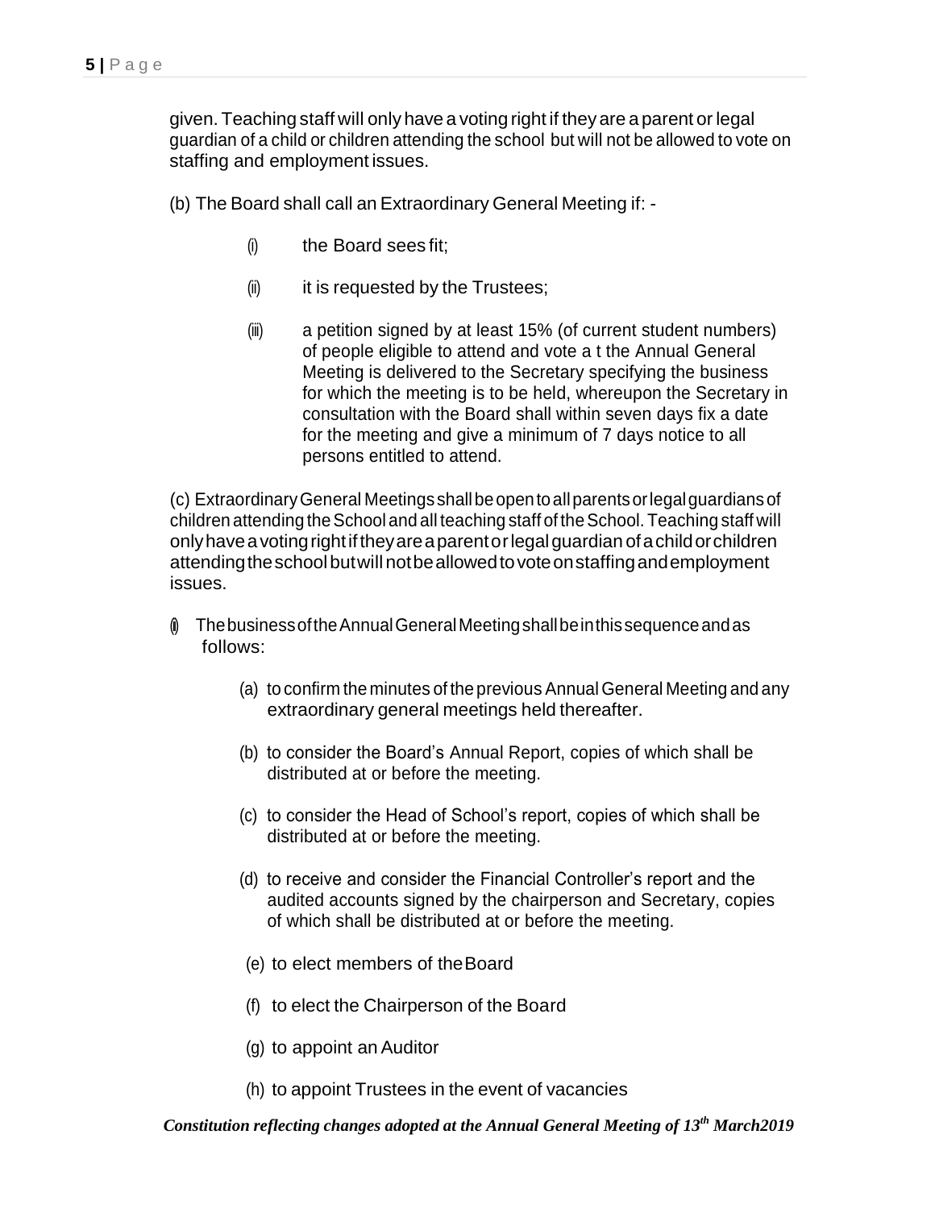given. Teaching staff will only have a voting right if they are a parent or legal guardian of a child or children attending the school but will not be allowed to vote on staffing and employment issues.

(b) The Board shall call an Extraordinary General Meeting if: -

- (i) the Board sees fit;
- (ii) it is requested by the Trustees;
- (iii) a petition signed by at least 15% (of current student numbers) of people eligible to attend and vote a t the Annual General Meeting is delivered to the Secretary specifying the business for which the meeting is to be held, whereupon the Secretary in consultation with the Board shall within seven days fix a date for the meeting and give a minimum of 7 days notice to all persons entitled to attend.

(c) Extraordinary General Meetings shall be open to all parents or legal guardians of children attending the School and all teaching staff of the School. Teaching staff will only have a voting right if they are a parent or legal guardian of a child or children attending the school but will not be allowed to vote on staffing and employment issues.

(j) The business of the Annual General Meeting shall be in this sequence and as follows:

- (a) to confirm the minutes of the previous Annual General Meeting and any extraordinary general meetings held thereafter.
- (b) to consider the Board's Annual Report, copies of which shall be distributed at or before the meeting.
- (c) to consider the Head of School's report, copies of which shall be distributed at or before the meeting.
- (d) to receive and consider the Financial Controller's report and the audited accounts signed by the chairperson and Secretary, copies of which shall be distributed at or before the meeting.
- (e) to elect members of the Board
- (f) to elect the Chairperson of the Board
- (g) to appoint an Auditor
- (h) to appoint Trustees in the event of vacancies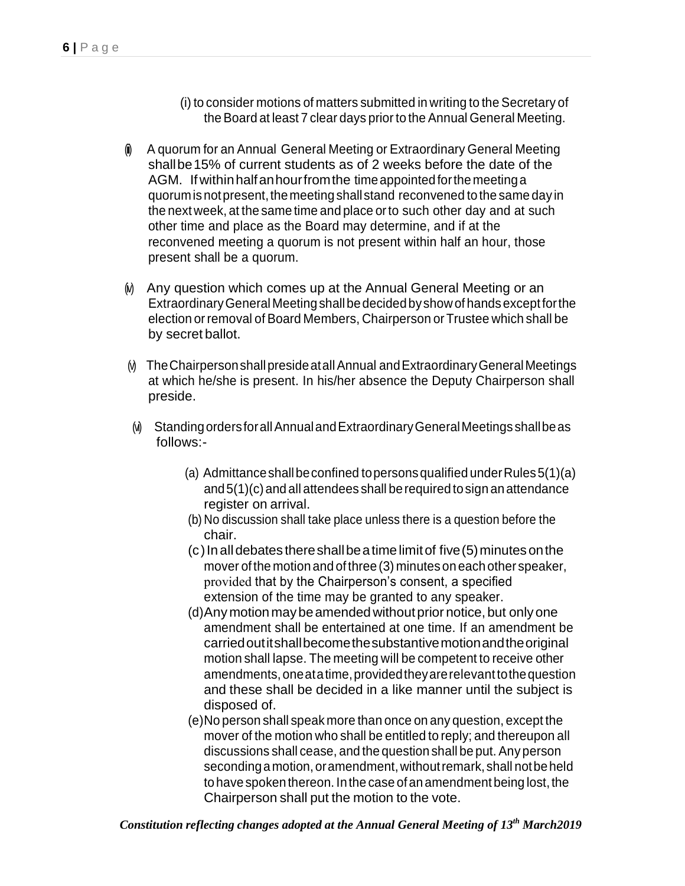(i) to consider motions of matters submitted in writing to the Secretary of the Board at least 7 clear days prior to the Annual General Meeting.

(iii) A quorum for an Annual General Meeting or Extraordinary General Meeting shall be 15% of current students as of 2 weeks before the date of the AGM. If within half an hour from the time appointed for the meeting a quorum is not present, the meeting shall stand reconvened to the same day in the next week, at the same time and place or to such other day and at such other time and place as the Board may determine, and if at the reconvened meeting a quorum is not present within half an hour, those present shall be a quorum.

(iv) Any question which comes up at the Annual General Meeting or an Extraordinary General Meeting shall be decided by show of hands except for the election or removal of Board Members, Chairperson or Trustee which shall be by secret ballot.

(v) The Chairperson shall preside at all Annual and Extraordinary General Meetings at which he/she is present. In his/her absence the Deputy Chairperson shall preside.

(vi) Standing orders for all Annual and Extraordinary General Meetings shall be as follows:-

(a) Admittance shall be confined to persons qualified under Rules 5(1)(a) and 5(1)(c) and all attendees shall be required to sign an attendance register on arrival.

(b) No discussion shall take place unless there is a question before the chair.

(c) In all debates there shall be a time limit of five (5) minutes on the mover of the motion and of three (3) minutes on each other speaker, provided that by the Chairperson's consent, a specified extension of the time may be granted to any speaker.

(d) Any motion may be amended without prior notice, but only one amendment shall be entertained at one time. If an amendment be carried out it shall become the substantive motion and the original motion shall lapse. The meeting will be competent to receive other amendments, one at a time, provided they are relevant to the question and these shall be decided in a like manner until the subject is disposed of.

(e) No person shall speak more than once on any question, except the mover of the motion who shall be entitled to reply; and thereupon all discussions shall cease, and the question shall be put. Any person seconding a motion, or amendment, without remark, shall not be held to have spoken thereon. In the case of an amendment being lost, the Chairperson shall put the motion to the vote.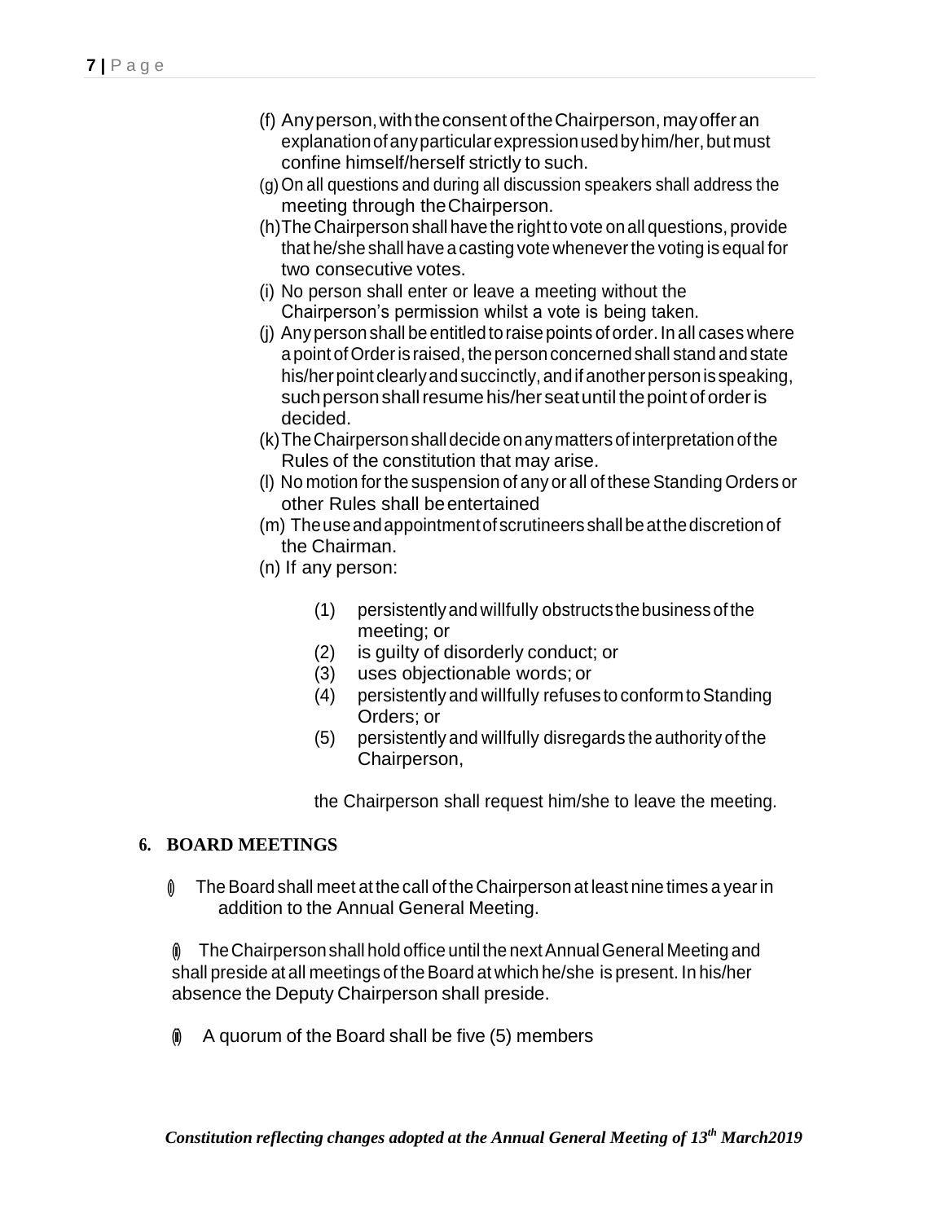(f) Any person, with the consent of the Chairperson, may offer an explanation of any particular expression used by him/her, but must confine himself/herself strictly to such.

(g) On all questions and during all discussion speakers shall address the meeting through the Chairperson.

(h) The Chairperson shall have the right to vote on all questions, provide that he/she shall have a casting vote whenever the voting is equal for two consecutive votes.

(i) No person shall enter or leave a meeting without the Chairperson's permission whilst a vote is being taken.

(j) Any person shall be entitled to raise points of order. In all cases where a point of Order is raised, the person concerned shall stand and state his/her point clearly and succinctly, and if another person is speaking, such person shall resume his/her seat until the point of order is decided.

(k) The Chairperson shall decide on any matters of interpretation of the Rules of the constitution that may arise.

(l) No motion for the suspension of any or all of these Standing Orders or other Rules shall be entertained

(m) The use and appointment of scrutineers shall be at the discretion of the Chairman.

(n) If any person:

(1) persistently and willfully obstructs the business of the meeting; or
(2) is guilty of disorderly conduct; or
(3) uses objectionable words; or
(4) persistently and willfully refuses to conform to Standing Orders; or
(5) persistently and willfully disregards the authority of the Chairperson,

the Chairperson shall request him/she to leave the meeting.

## 6. BOARD MEETINGS

(i) The Board shall meet at the call of the Chairperson at least nine times a year in addition to the Annual General Meeting.

(ii) The Chairperson shall hold office until the next Annual General Meeting and shall preside at all meetings of the Board at which he/she is present. In his/her absence the Deputy Chairperson shall preside.

(iii) A quorum of the Board shall be five (5) members

*Constitution reflecting changes adopted at the Annual General Meeting of 13th March2019*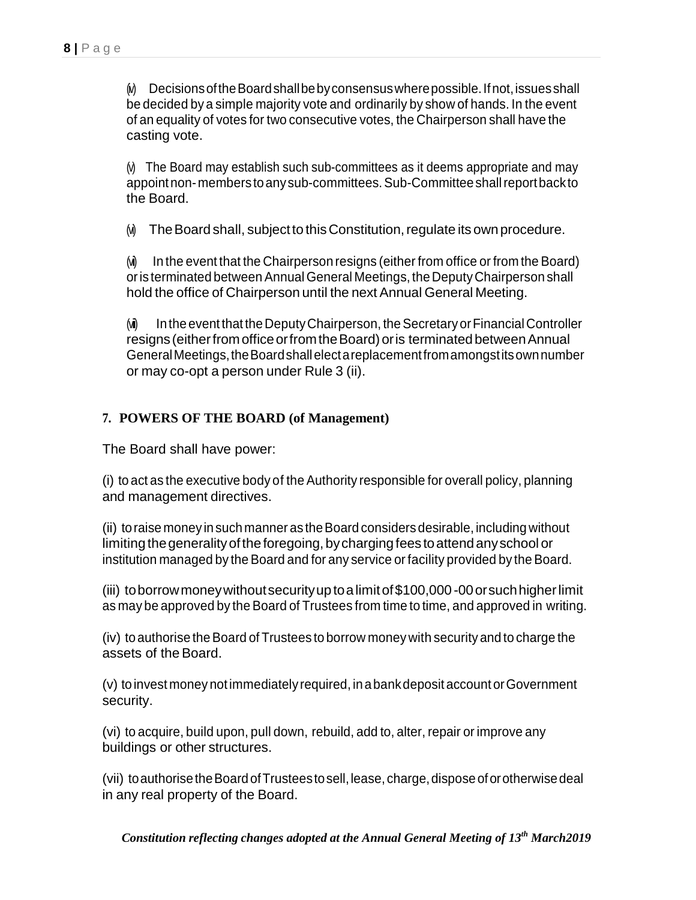(iv) Decisions of the Board shall be by consensus where possible. If not, issues shall be decided by a simple majority vote and ordinarily by show of hands. In the event of an equality of votes for two consecutive votes, the Chairperson shall have the casting vote.

(v) The Board may establish such sub-committees as it deems appropriate and may appoint non- members to any sub-committees. Sub-Committee shall report back to the Board.

(vi) The Board shall, subject to this Constitution, regulate its own procedure.

(vii) In the event that the Chairperson resigns (either from office or from the Board) or is terminated between Annual General Meetings, the Deputy Chairperson shall hold the office of Chairperson until the next Annual General Meeting.

(viii) In the event that the Deputy Chairperson, the Secretary or Financial Controller resigns (either from office or from the Board) or is terminated between Annual General Meetings, the Board shall elect a replacement from amongst its own number or may co-opt a person under Rule 3 (ii).

## 7. POWERS OF THE BOARD (of Management)

The Board shall have power:

(i) to act as the executive body of the Authority responsible for overall policy, planning and management directives.

(ii) to raise money in such manner as the Board considers desirable, including without limiting the generality of the foregoing, by charging fees to attend any school or institution managed by the Board and for any service or facility provided by the Board.

(iii) to borrow money without security up to a limit of $100,000 -00 or such higher limit as may be approved by the Board of Trustees from time to time, and approved in writing.

(iv) to authorise the Board of Trustees to borrow money with security and to charge the assets of the Board.

(v) to invest money not immediately required, in a bank deposit account or Government security.

(vi) to acquire, build upon, pull down, rebuild, add to, alter, repair or improve any buildings or other structures.

(vii) to authorise the Board of Trustees to sell, lease, charge, dispose of or otherwise deal in any real property of the Board.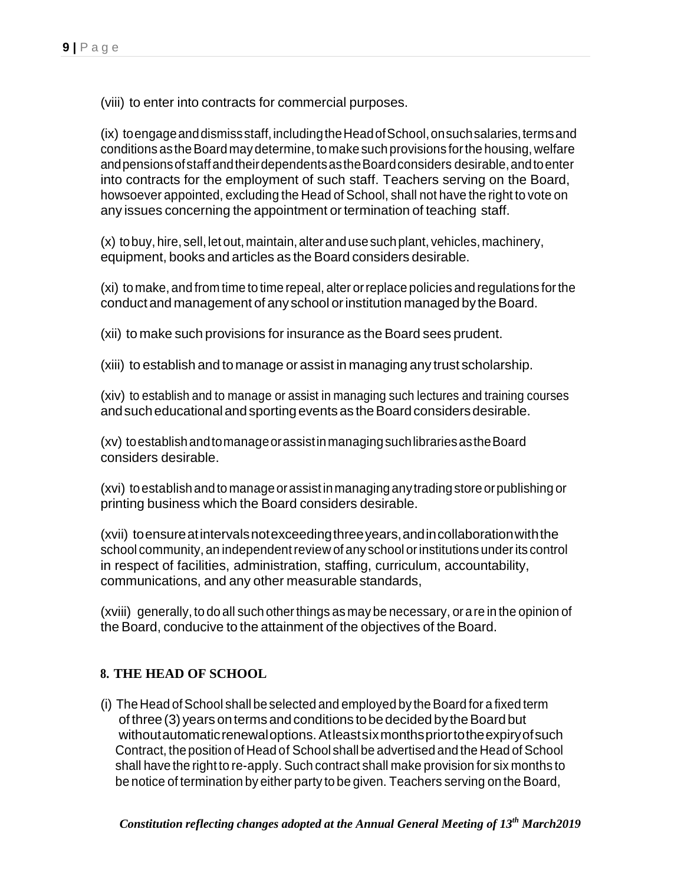(viii) to enter into contracts for commercial purposes.

(ix) to engage and dismiss staff, including the Head of School, on such salaries, terms and conditions as the Board may determine, to make such provisions for the housing, welfare and pensions of staff and their dependents as the Board considers desirable, and to enter into contracts for the employment of such staff. Teachers serving on the Board, howsoever appointed, excluding the Head of School, shall not have the right to vote on any issues concerning the appointment or termination of teaching staff.

(x) to buy, hire, sell, let out, maintain, alter and use such plant, vehicles, machinery, equipment, books and articles as the Board considers desirable.

(xi) to make, and from time to time repeal, alter or replace policies and regulations for the conduct and management of any school or institution managed by the Board.

(xii) to make such provisions for insurance as the Board sees prudent.

(xiii) to establish and to manage or assist in managing any trust scholarship.

(xiv) to establish and to manage or assist in managing such lectures and training courses and such educational and sporting events as the Board considers desirable.

(xv) to establish and to manage or assist in managing such libraries as the Board considers desirable.

(xvi) to establish and to manage or assist in managing any trading store or publishing or printing business which the Board considers desirable.

(xvii) to ensure at intervals not exceeding three years, and in collaboration with the school community, an independent review of any school or institutions under its control in respect of facilities, administration, staffing, curriculum, accountability, communications, and any other measurable standards,

(xviii) generally, to do all such other things as may be necessary, or are in the opinion of the Board, conducive to the attainment of the objectives of the Board.

## 8. THE HEAD OF SCHOOL

(i) The Head of School shall be selected and employed by the Board for a fixed term of three (3) years on terms and conditions to be decided by the Board but without automatic renewal options. At least six months prior to the expiry of such Contract, the position of Head of School shall be advertised and the Head of School shall have the right to re-apply. Such contract shall make provision for six months to be notice of termination by either party to be given. Teachers serving on the Board,

*Constitution reflecting changes adopted at the Annual General Meeting of 13th March2019*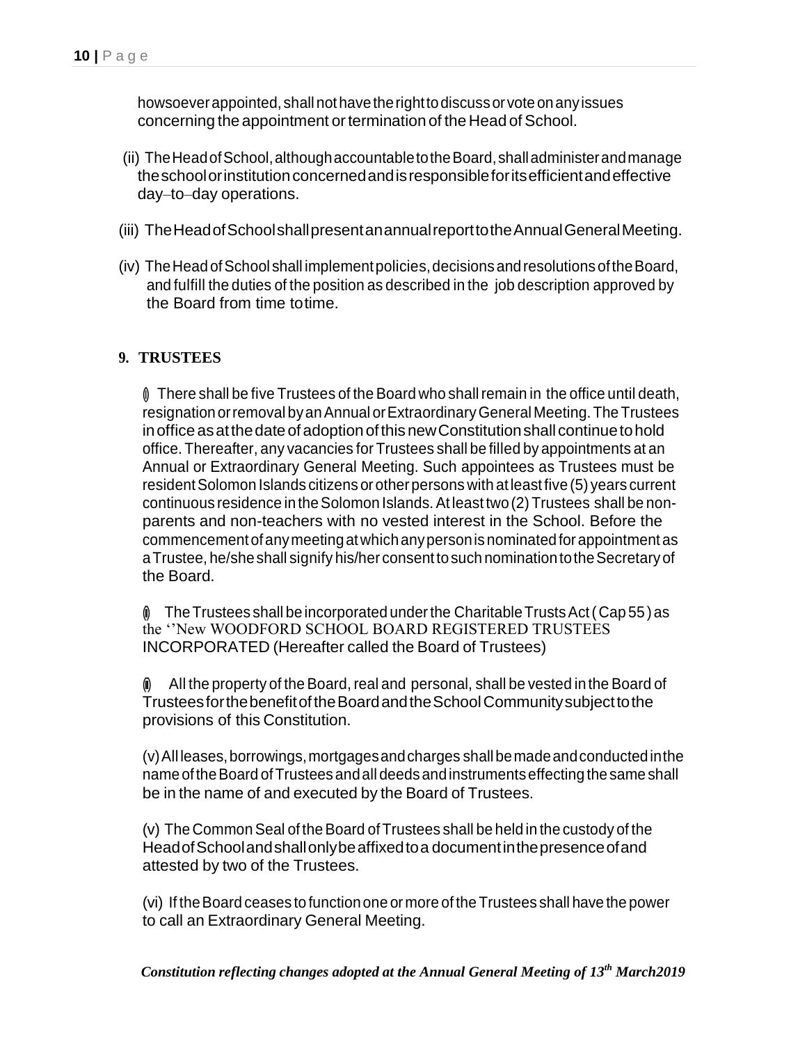howsoever appointed, shall not have the right to discuss or vote on any issues concerning the appointment or termination of the Head of School.

(ii) The Head of School, although accountable to the Board, shall administer and manage the school or institution concerned and is responsible for its efficient and effective day–to–day operations.

(iii) The Head of School shall present an annual report to the Annual General Meeting.

(iv) The Head of School shall implement policies, decisions and resolutions of the Board, and fulfill the duties of the position as described in the job description approved by the Board from time totime.

**9. TRUSTEES**

(i) There shall be five Trustees of the Board who shall remain in the office until death, resignation or removal by an Annual or Extraordinary General Meeting. The Trustees in office as at the date of adoption of this new Constitution shall continue to hold office. Thereafter, any vacancies for Trustees shall be filled by appointments at an Annual or Extraordinary General Meeting. Such appointees as Trustees must be resident Solomon Islands citizens or other persons with at least five (5) years current continuous residence in the Solomon Islands. At least two (2) Trustees shall be non-parents and non-teachers with no vested interest in the School. Before the commencement of any meeting at which any person is nominated for appointment as a Trustee, he/she shall signify his/her consent to such nomination to the Secretary of the Board.

(ii) The Trustees shall be incorporated under the Charitable Trusts Act ( Cap 55 ) as the ''New WOODFORD SCHOOL BOARD REGISTERED TRUSTEES INCORPORATED (Hereafter called the Board of Trustees)

(iii) All the property of the Board, real and personal, shall be vested in the Board of Trustees for the benefit of the Board and the School Community subject to the provisions of this Constitution.

(v) All leases, borrowings, mortgages and charges shall be made and conducted in the name of the Board of Trustees and all deeds and instruments effecting the same shall be in the name of and executed by the Board of Trustees.

(v) The Common Seal of the Board of Trustees shall be held in the custody of the Head of School and shall only be affixed to a document in the presence of and attested by two of the Trustees.

(vi) If the Board ceases to function one or more of the Trustees shall have the power to call an Extraordinary General Meeting.

***Constitution reflecting changes adopted at the Annual General Meeting of 13th March2019***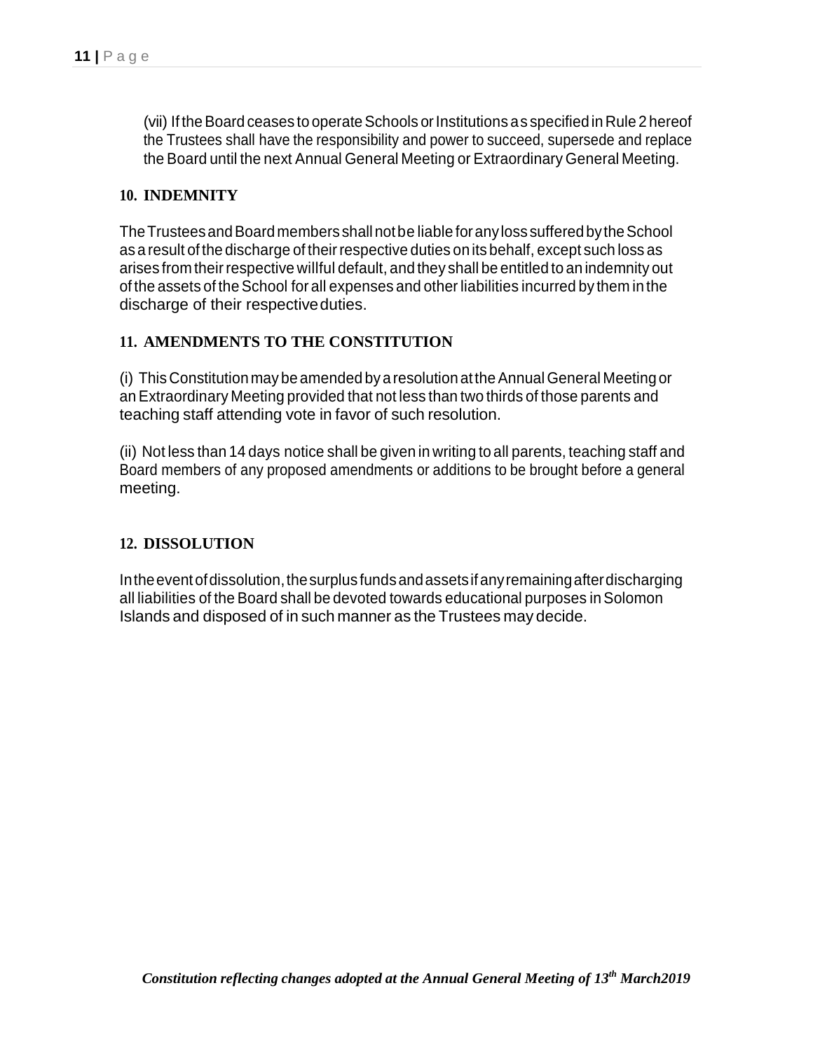(vii) If the Board ceases to operate Schools or Institutions as specified in Rule 2 hereof the Trustees shall have the responsibility and power to succeed, supersede and replace the Board until the next Annual General Meeting or Extraordinary General Meeting.

## 10. INDEMNITY

The Trustees and Board members shall not be liable for any loss suffered by the School as a result of the discharge of their respective duties on its behalf, except such loss as arises from their respective willful default, and they shall be entitled to an indemnity out of the assets of the School for all expenses and other liabilities incurred by them in the discharge of their respective duties.

## 11. AMENDMENTS TO THE CONSTITUTION

(i) This Constitution may be amended by a resolution at the Annual General Meeting or an Extraordinary Meeting provided that not less than two thirds of those parents and teaching staff attending vote in favor of such resolution.

(ii) Not less than 14 days notice shall be given in writing to all parents, teaching staff and Board members of any proposed amendments or additions to be brought before a general meeting.

## 12. DISSOLUTION

In the event of dissolution, the surplus funds and assets if any remaining after discharging all liabilities of the Board shall be devoted towards educational purposes in Solomon Islands and disposed of in such manner as the Trustees may decide.